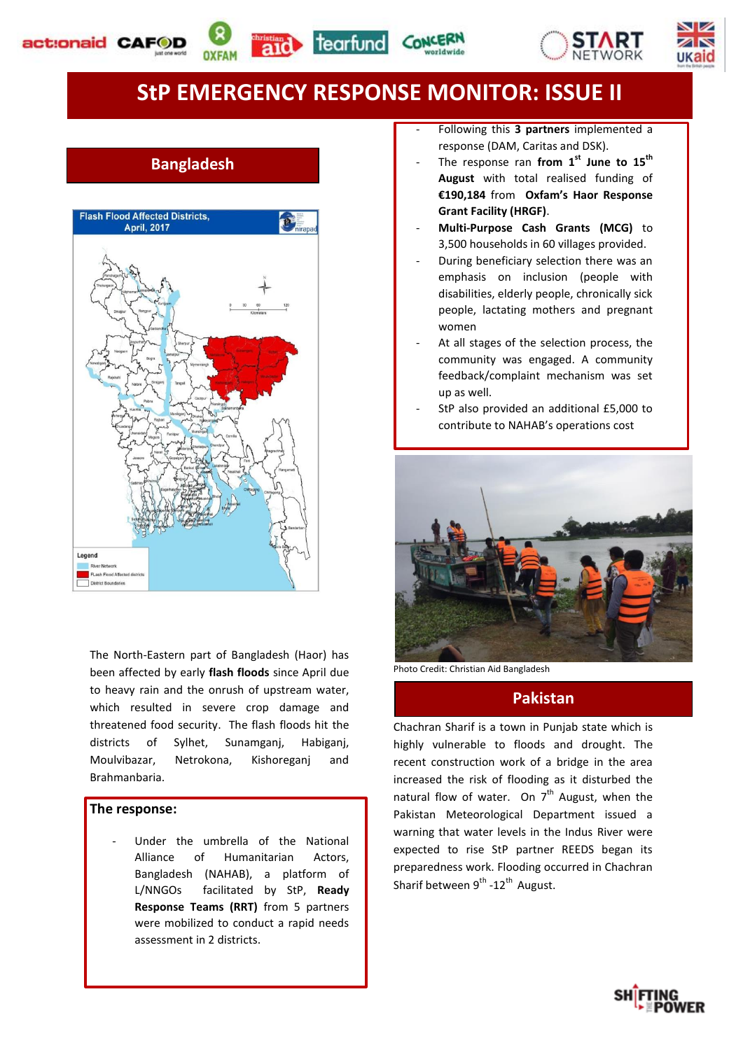# StP EMERGENCY RESPONSE MONITOR: ISSUE II

## Bangladesh

The North-Eastern part of Bangladesh (Haor) has been affected by early **flash floods** since April due to heavy rain and the onrush of upstream water, which resulted in severe crop damage and threatened food security. The flash floods hit the districts of Sylhet, Sunamganj, Habiganj, Moulvibazar, Netrokona, Kishoreganj and Brahmanbaria.

### The response:

- Under the umbrella of the National Alliance of Humanitarian Actors, Bangladesh (NAHAB), a platform of L/NNGOs facilitated by StP, **Ready Response Teams (RRT)** from 5 partners were mobilized to conduct a rapid needs assessment in 2 districts.
- Following this **3 partners** implemented a response (DAM, Caritas and DSK).
- The response ran **from 1st June to 15th August** with total realised funding of **€190,184** from **Oxfam's Haor Response Grant Facility (HRGF)**.
- **Multi-Purpose Cash Grants (MCG)** to 3,500 households in 60 villages provided.
- During beneficiary selection there was an emphasis on inclusion (people with disabilities, elderly people, chronically sick people, lactating mothers and pregnant women
- At all stages of the selection process, the community was engaged. A community feedback/complaint mechanism was set up as well.
- StP also provided an additional £5,000 to contribute to NAHAB's operations cost

Photo Credit: Christian Aid Bangladesh

## Pakistan

Chachran Sharif is a town in Punjab state which is highly vulnerable to floods and drought. The recent construction work of a bridge in the area increased the risk of flooding as it disturbed the natural flow of water. On 7th August, when the Pakistan Meteorological Department issued a warning that water levels in the Indus River were expected to rise StP partner REEDS began its preparedness work. Flooding occurred in Chachran Sharif between 9th -12th August.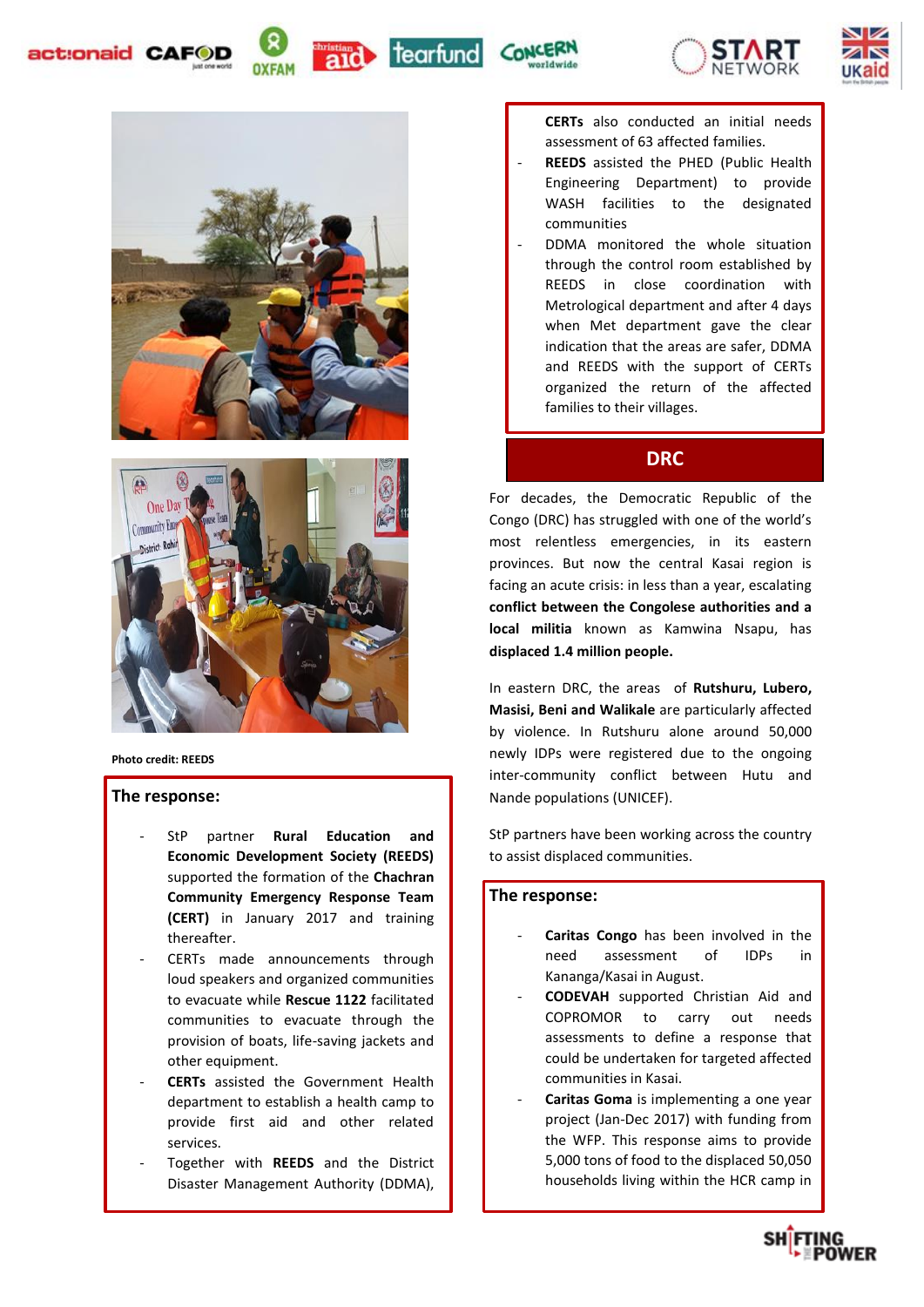Photo credit: REEDS

## The response:

- StP partner **Rural Education and Economic Development Society (REEDS)** supported the formation of the **Chachran Community Emergency Response Team (CERT)** in January 2017 and training thereafter.
- CERTs made announcements through loud speakers and organized communities to evacuate while **Rescue 1122** facilitated communities to evacuate through the provision of boats, life-saving jackets and other equipment.
- **CERTs** assisted the Government Health department to establish a health camp to provide first aid and other related services.
- Together with **REEDS** and the District Disaster Management Authority (DDMA), **CERTs** also conducted an initial needs assessment of 63 affected families.
- **REEDS** assisted the PHED (Public Health Engineering Department) to provide WASH facilities to the designated communities
- DDMA monitored the whole situation through the control room established by REEDS in close coordination with Metrological department and after 4 days when Met department gave the clear indication that the areas are safer, DDMA and REEDS with the support of CERTs organized the return of the affected families to their villages.

## DRC

For decades, the Democratic Republic of the Congo (DRC) has struggled with one of the world's most relentless emergencies, in its eastern provinces. But now the central Kasai region is facing an acute crisis: in less than a year, escalating **conflict between the Congolese authorities and a local militia** known as Kamwina Nsapu, has **displaced 1.4 million people.**

In eastern DRC, the areas of **Rutshuru, Lubero, Masisi, Beni and Walikale** are particularly affected by violence. In Rutshuru alone around 50,000 newly IDPs were registered due to the ongoing inter-community conflict between Hutu and Nande populations (UNICEF).

StP partners have been working across the country to assist displaced communities.

## The response:

- **Caritas Congo** has been involved in the need assessment of IDPs in Kananga/Kasai in August.
- **CODEVAH** supported Christian Aid and COPROMOR to carry out needs assessments to define a response that could be undertaken for targeted affected communities in Kasai.
- **Caritas Goma** is implementing a one year project (Jan-Dec 2017) with funding from the WFP. This response aims to provide 5,000 tons of food to the displaced 50,050 households living within the HCR camp in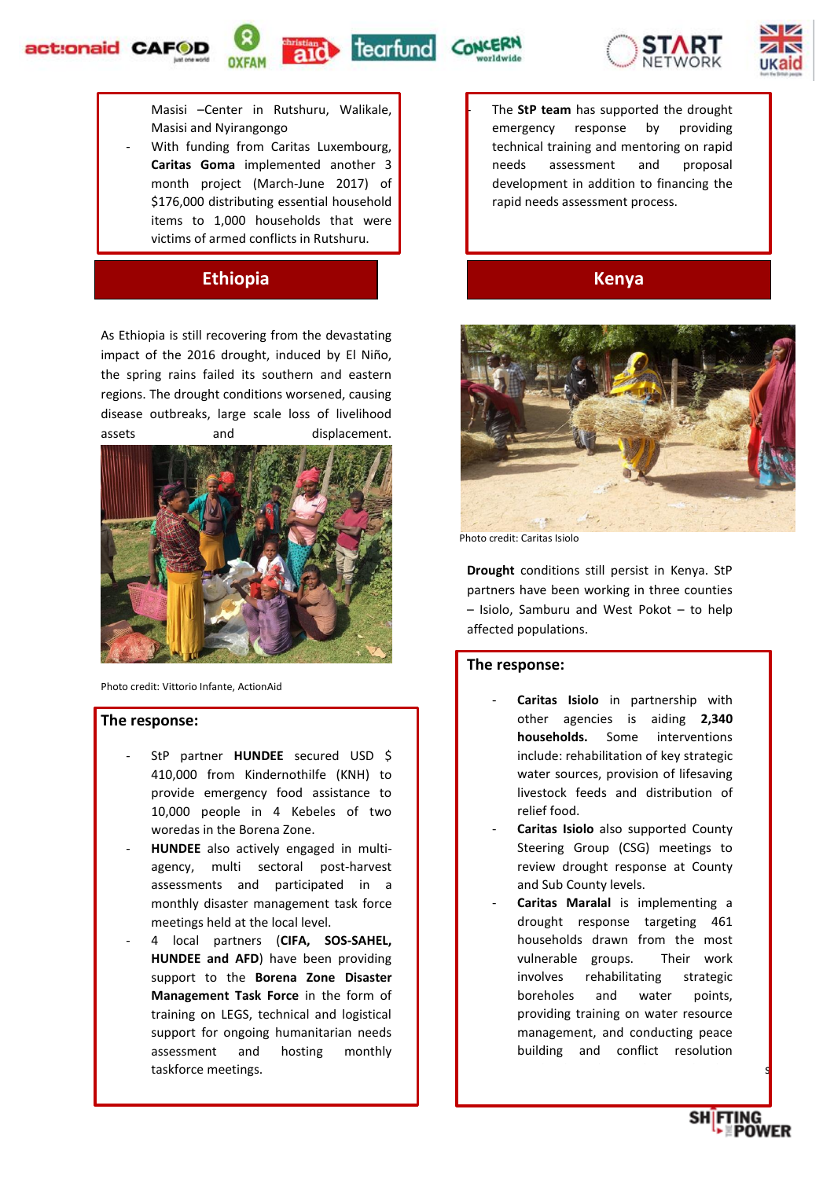Masisi –Center in Rutshuru, Walikale, Masisi and Nyirangongo

- With funding from Caritas Luxembourg, **Caritas Goma** implemented another 3 month project (March-June 2017) of $176,000 distributing essential household items to 1,000 households that were victims of armed conflicts in Rutshuru.

- The **StP team** has supported the drought emergency response by providing technical training and mentoring on rapid needs assessment and proposal development in addition to financing the rapid needs assessment process.

## Ethiopia

As Ethiopia is still recovering from the devastating impact of the 2016 drought, induced by El Niño, the spring rains failed its southern and eastern regions. The drought conditions worsened, causing disease outbreaks, large scale loss of livelihood assets and displacement.

Photo credit: Vittorio Infante, ActionAid

### The response:

- StP partner **HUNDEE** secured USD $ 410,000 from Kindernothilfe (KNH) to provide emergency food assistance to 10,000 people in 4 Kebeles of two woredas in the Borena Zone.
- **HUNDEE** also actively engaged in multi-agency, multi sectoral post-harvest assessments and participated in a monthly disaster management task force meetings held at the local level.
- 4 local partners (**CIFA, SOS-SAHEL, HUNDEE and AFD**) have been providing support to the **Borena Zone Disaster Management Task Force** in the form of training on LEGS, technical and logistical support for ongoing humanitarian needs assessment and hosting monthly taskforce meetings.

## Kenya

Photo credit: Caritas Isiolo

**Drought** conditions still persist in Kenya. StP partners have been working in three counties – Isiolo, Samburu and West Pokot – to help affected populations.

### The response:

- **Caritas Isiolo** in partnership with other agencies is aiding **2,340 households.** Some interventions include: rehabilitation of key strategic water sources, provision of lifesaving livestock feeds and distribution of relief food.
- **Caritas Isiolo** also supported County Steering Group (CSG) meetings to review drought response at County and Sub County levels.
- **Caritas Maralal** is implementing a drought response targeting 461 households drawn from the most vulnerable groups. Their work involves rehabilitating strategic boreholes and water points, providing training on water resource management, and conducting peace building and conflict resolution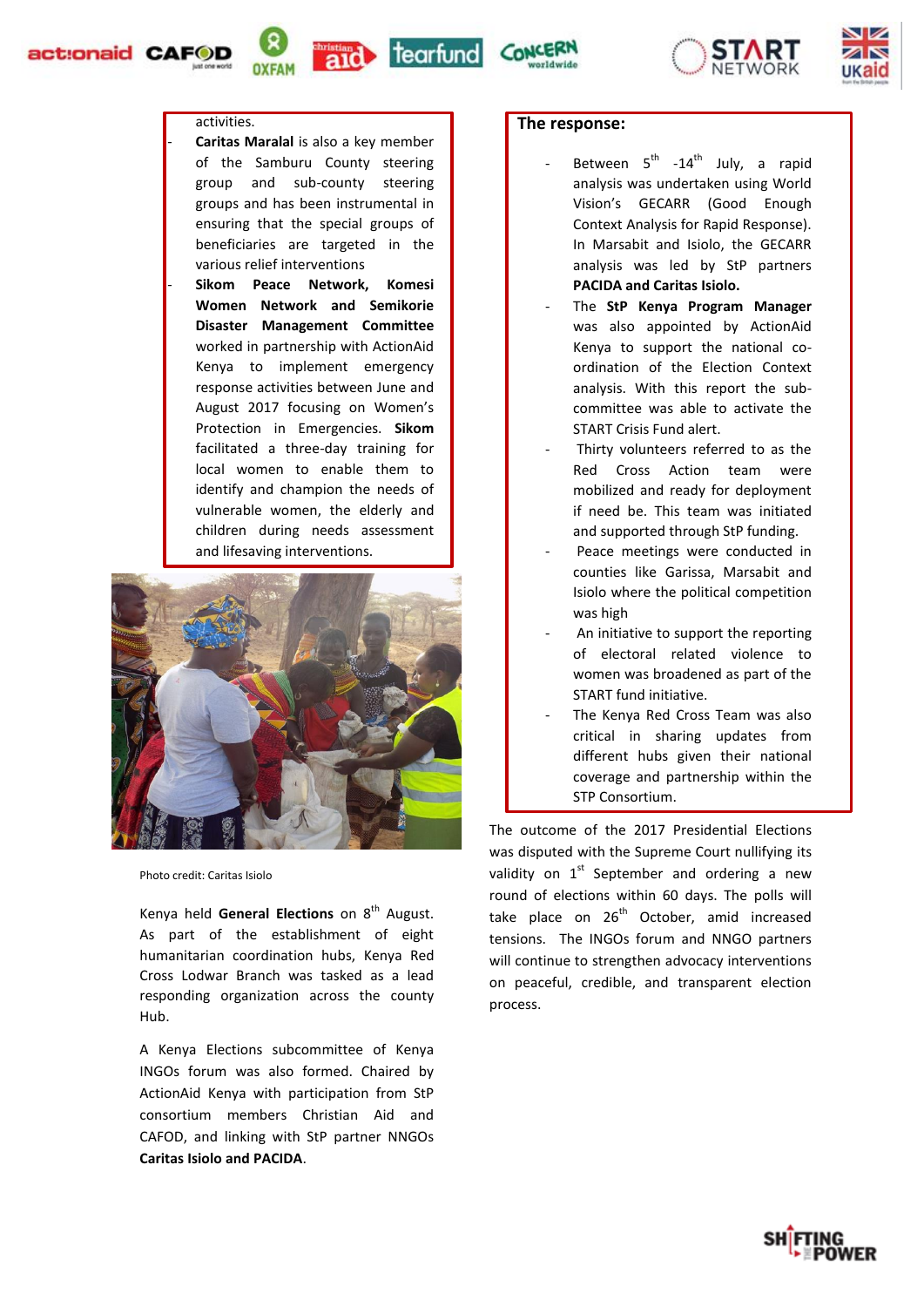activities.

- **Caritas Maralal** is also a key member of the Samburu County steering group and sub-county steering groups and has been instrumental in ensuring that the special groups of beneficiaries are targeted in the various relief interventions
- **Sikom Peace Network, Komesi Women Network and Semikorie Disaster Management Committee** worked in partnership with ActionAid Kenya to implement emergency response activities between June and August 2017 focusing on Women's Protection in Emergencies. **Sikom** facilitated a three-day training for local women to enable them to identify and champion the needs of vulnerable women, the elderly and children during needs assessment and lifesaving interventions.

Photo credit: Caritas Isiolo

Kenya held **General Elections** on 8th August. As part of the establishment of eight humanitarian coordination hubs, Kenya Red Cross Lodwar Branch was tasked as a lead responding organization across the county Hub.

A Kenya Elections subcommittee of Kenya INGOs forum was also formed. Chaired by ActionAid Kenya with participation from StP consortium members Christian Aid and CAFOD, and linking with StP partner NNGOs **Caritas Isiolo and PACIDA**.

**The response:**

- Between 5th -14th July, a rapid analysis was undertaken using World Vision's GECARR (Good Enough Context Analysis for Rapid Response). In Marsabit and Isiolo, the GECARR analysis was led by StP partners **PACIDA and Caritas Isiolo.**
- The **StP Kenya Program Manager** was also appointed by ActionAid Kenya to support the national co-ordination of the Election Context analysis. With this report the sub-committee was able to activate the START Crisis Fund alert.
- Thirty volunteers referred to as the Red Cross Action team were mobilized and ready for deployment if need be. This team was initiated and supported through StP funding.
- Peace meetings were conducted in counties like Garissa, Marsabit and Isiolo where the political competition was high
- An initiative to support the reporting of electoral related violence to women was broadened as part of the START fund initiative.
- The Kenya Red Cross Team was also critical in sharing updates from different hubs given their national coverage and partnership within the STP Consortium.

The outcome of the 2017 Presidential Elections was disputed with the Supreme Court nullifying its validity on 1st September and ordering a new round of elections within 60 days. The polls will take place on 26th October, amid increased tensions. The INGOs forum and NNGO partners will continue to strengthen advocacy interventions on peaceful, credible, and transparent election process.